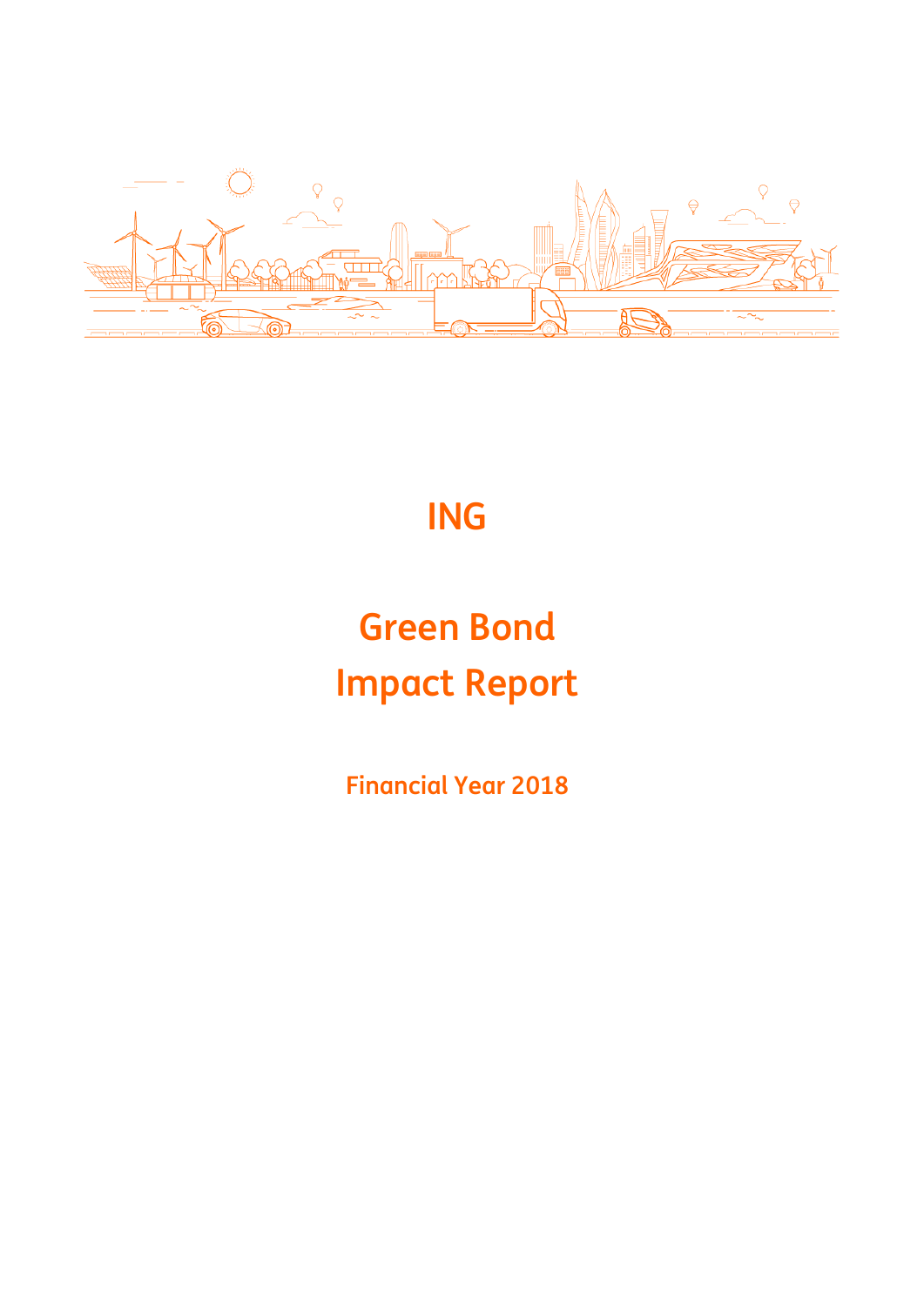# ING

# Green Bond Impact Report

## Financial Year 2018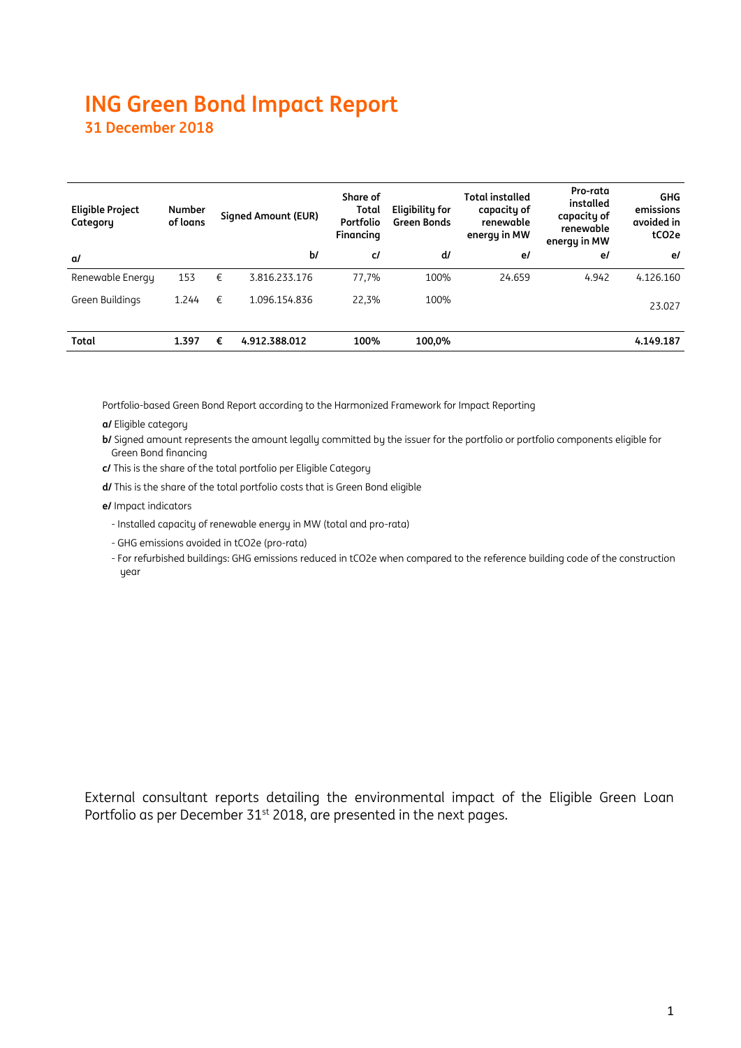# ING Green Bond Impact Report

## 31 December 2018

| Eligible Project Category | Number of loans | Signed Amount (EUR) | | Share of Total Portfolio Financing | Eligibility for Green Bonds | Total installed capacity of renewable energy in MW | Pro-rata installed capacity of renewable energy in MW | GHG emissions avoided in tCO2e |
|---|---|---|---|---|---|---|---|---|
| a/ | | | b/ | c/ | d/ | e/ | e/ | e/ |
| Renewable Energy | 153 | € | 3.816.233.176 | 77,7% | 100% | 24.659 | 4.942 | 4.126.160 |
| Green Buildings | 1.244 | € | 1.096.154.836 | 22,3% | 100% | | | 23.027 |
| **Total** | **1.397** | **€** | **4.912.388.012** | **100%** | **100,0%** | | | **4.149.187** |

Portfolio-based Green Bond Report according to the Harmonized Framework for Impact Reporting

**a/** Eligible category

**b/** Signed amount represents the amount legally committed by the issuer for the portfolio or portfolio components eligible for Green Bond financing

**c/** This is the share of the total portfolio per Eligible Category

**d/** This is the share of the total portfolio costs that is Green Bond eligible

**e/** Impact indicators

- Installed capacity of renewable energy in MW (total and pro-rata)
- GHG emissions avoided in tCO2e (pro-rata)
- For refurbished buildings: GHG emissions reduced in tCO2e when compared to the reference building code of the construction year

External consultant reports detailing the environmental impact of the Eligible Green Loan Portfolio as per December 31st 2018, are presented in the next pages.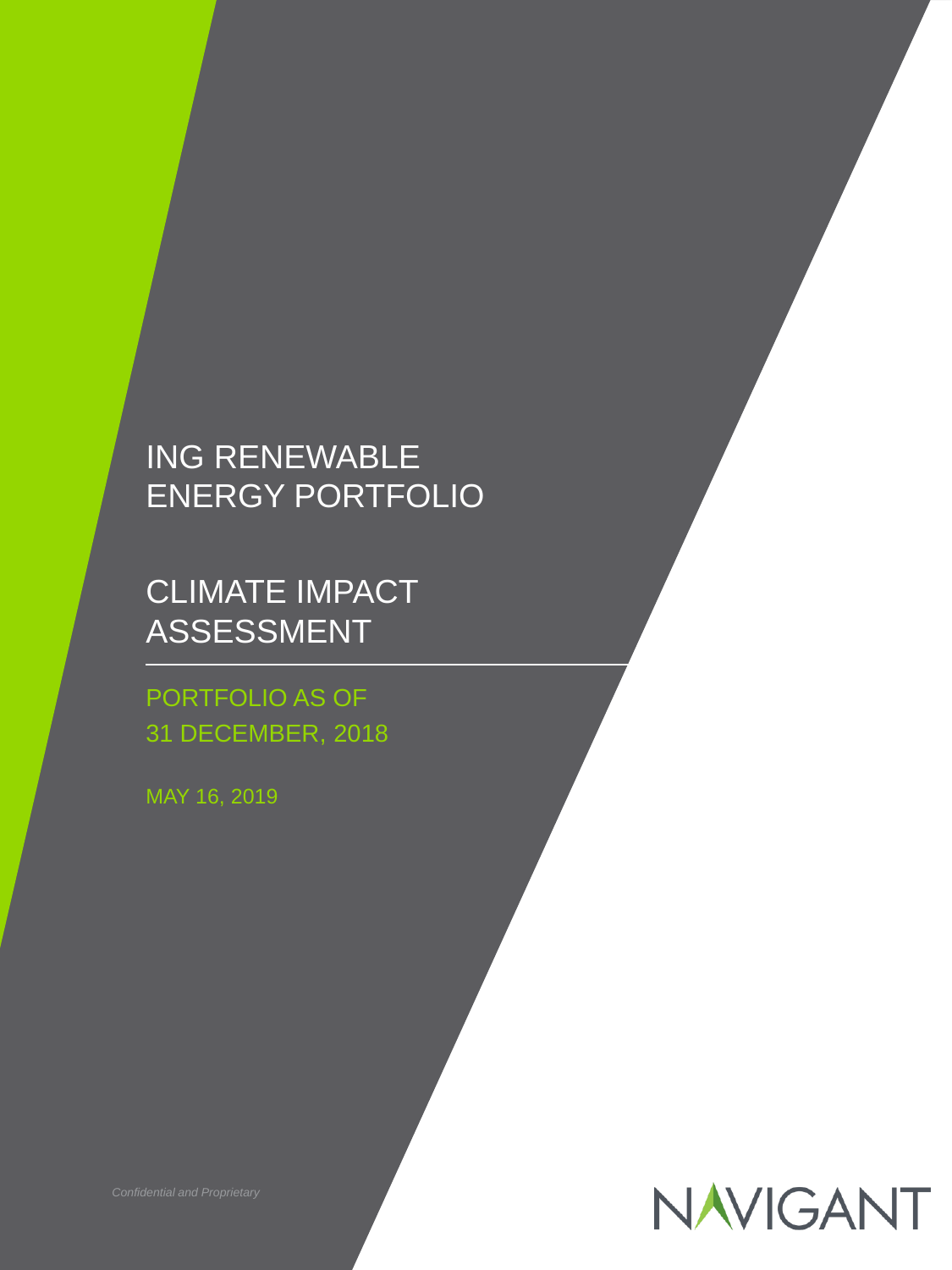# ING RENEWABLE ENERGY PORTFOLIO

# CLIMATE IMPACT ASSESSMENT

## PORTFOLIO AS OF 31 DECEMBER, 2018

MAY 16, 2019

*Confidential and Proprietary*

NAVIGANT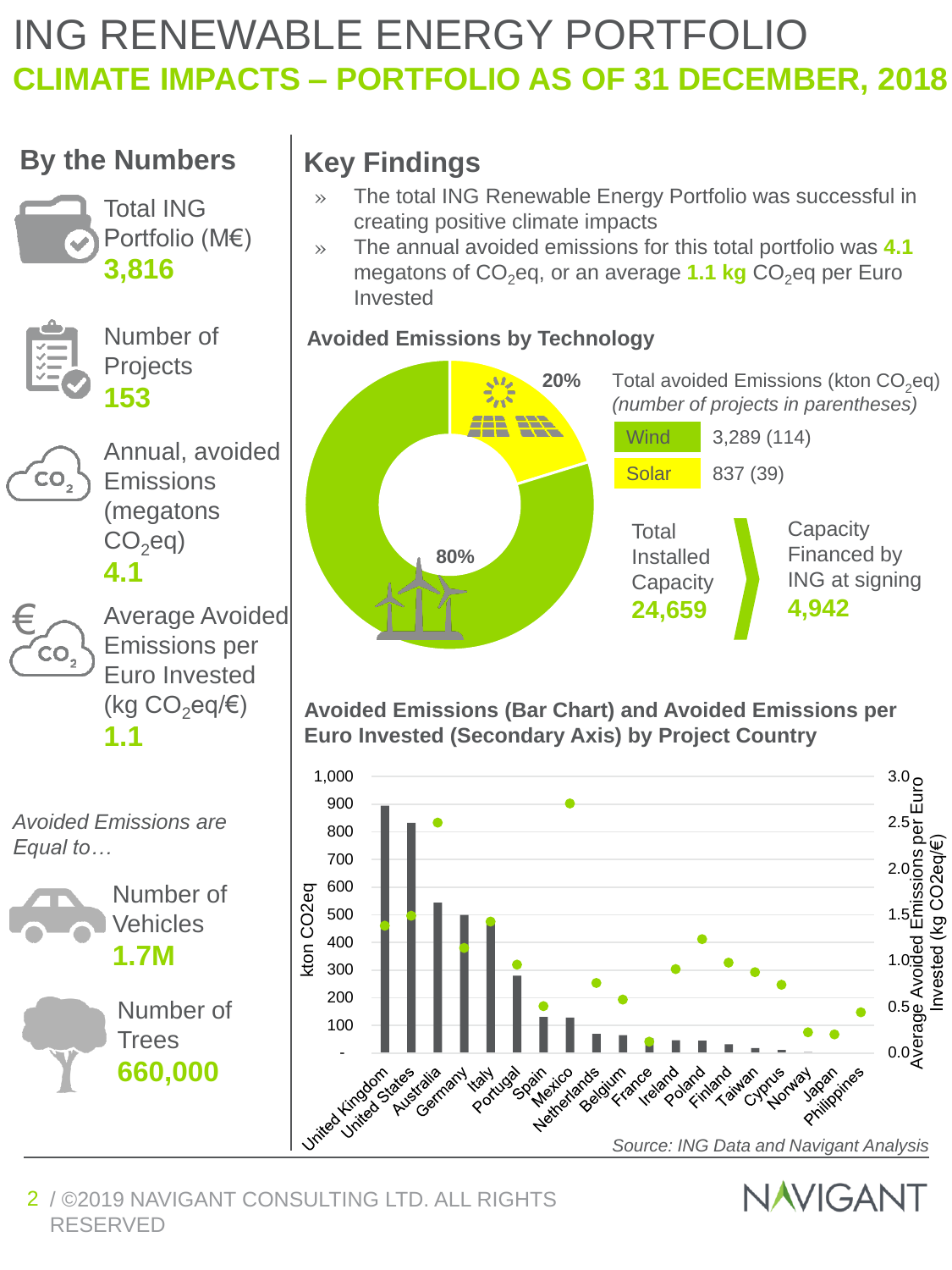# ING RENEWABLE ENERGY PORTFOLIO

## CLIMATE IMPACTS – PORTFOLIO AS OF 31 DECEMBER, 2018

### By the Numbers

Total ING Portfolio (M€)
**3,816**

Number of Projects
**153**

Annual, avoided Emissions (megatons $CO_2$eq)
**4.1**

Average Avoided Emissions per Euro Invested (kg $CO_2$eq/€)
**1.1**

*Avoided Emissions are Equal to…*

Number of Vehicles
**1.7M**

Number of Trees
**660,000**

### Key Findings

- The total ING Renewable Energy Portfolio was successful in creating positive climate impacts
- The annual avoided emissions for this total portfolio was **4.1** megatons of $CO_2$eq, or an average **1.1 kg** $CO_2$eq per Euro Invested

**Avoided Emissions by Technology**

Total avoided Emissions (kton $CO_2$eq) *(number of projects in parentheses)*

| Technology | Avoided Emissions | Share |
|---|---|---|
| Wind | 3,289 (114) | 80% |
| Solar | 837 (39) | 20% |

Total Installed Capacity **24,659**

Capacity Financed by ING at signing **4,942**

**Avoided Emissions (Bar Chart) and Avoided Emissions per Euro Invested (Secondary Axis) by Project Country**

Y-axis: kton CO2eq (0–1,000); secondary axis: Average Avoided Emissions per Euro Invested (kg CO2eq/€) (0.0–3.0)

Countries: United Kingdom, United States, Australia, Germany, Italy, Portugal, Spain, Mexico, Netherlands, Belgium, France, Ireland, Poland, Finland, Taiwan, Cyprus, Norway, Japan, Philippines

*Source: ING Data and Navigant Analysis*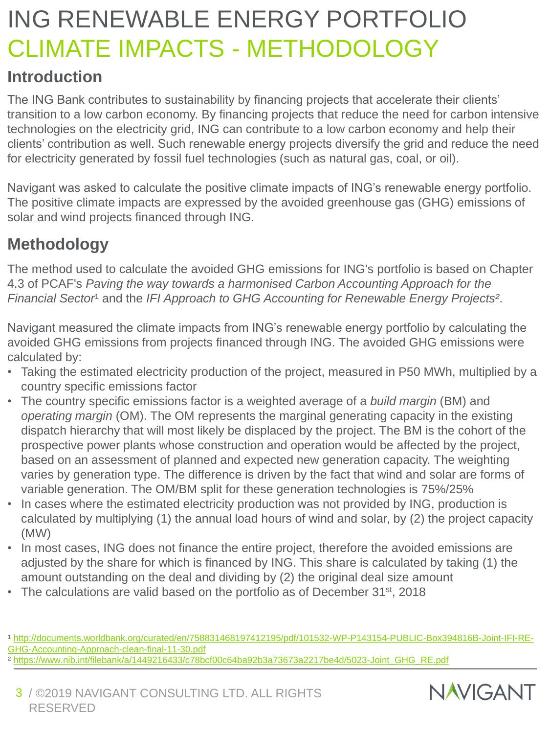# ING RENEWABLE ENERGY PORTFOLIO
# CLIMATE IMPACTS - METHODOLOGY

## Introduction

The ING Bank contributes to sustainability by financing projects that accelerate their clients' transition to a low carbon economy. By financing projects that reduce the need for carbon intensive technologies on the electricity grid, ING can contribute to a low carbon economy and help their clients' contribution as well. Such renewable energy projects diversify the grid and reduce the need for electricity generated by fossil fuel technologies (such as natural gas, coal, or oil).

Navigant was asked to calculate the positive climate impacts of ING's renewable energy portfolio. The positive climate impacts are expressed by the avoided greenhouse gas (GHG) emissions of solar and wind projects financed through ING.

## Methodology

The method used to calculate the avoided GHG emissions for ING's portfolio is based on Chapter 4.3 of PCAF's *Paving the way towards a harmonised Carbon Accounting Approach for the Financial Sector*[1] and the *IFI Approach to GHG Accounting for Renewable Energy Projects*[2].

Navigant measured the climate impacts from ING's renewable energy portfolio by calculating the avoided GHG emissions from projects financed through ING. The avoided GHG emissions were calculated by:

- Taking the estimated electricity production of the project, measured in P50 MWh, multiplied by a country specific emissions factor
- The country specific emissions factor is a weighted average of a *build margin* (BM) and *operating margin* (OM). The OM represents the marginal generating capacity in the existing dispatch hierarchy that will most likely be displaced by the project. The BM is the cohort of the prospective power plants whose construction and operation would be affected by the project, based on an assessment of planned and expected new generation capacity. The weighting varies by generation type. The difference is driven by the fact that wind and solar are forms of variable generation. The OM/BM split for these generation technologies is 75%/25%
- In cases where the estimated electricity production was not provided by ING, production is calculated by multiplying (1) the annual load hours of wind and solar, by (2) the project capacity (MW)
- In most cases, ING does not finance the entire project, therefore the avoided emissions are adjusted by the share for which is financed by ING. This share is calculated by taking (1) the amount outstanding on the deal and dividing by (2) the original deal size amount
- The calculations are valid based on the portfolio as of December 31st, 2018

[1] http://documents.worldbank.org/curated/en/758831468197412195/pdf/101532-WP-P143154-PUBLIC-Box394816B-Joint-IFI-RE-GHG-Accounting-Approach-clean-final-11-30.pdf

[2] https://www.nib.int/filebank/a/1449216433/c78bcf00c64ba92b3a73673a2217be4d/5023-Joint_GHG_RE.pdf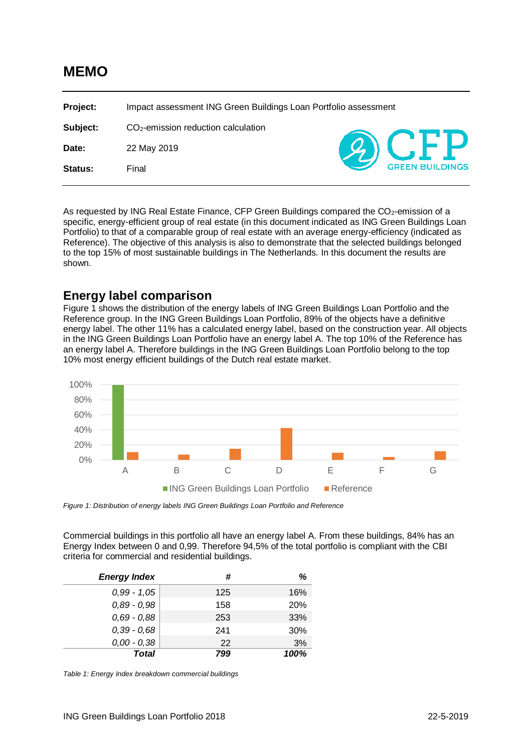# MEMO

| | |
|---|---|
| **Project:** | Impact assessment ING Green Buildings Loan Portfolio assessment |
| **Subject:** | $CO_2$-emission reduction calculation |
| **Date:** | 22 May 2019 |
| **Status:** | Final |

CFP GREEN BUILDINGS

As requested by ING Real Estate Finance, CFP Green Buildings compared the $CO_2$-emission of a specific, energy-efficient group of real estate (in this document indicated as ING Green Buildings Loan Portfolio) to that of a comparable group of real estate with an average energy-efficiency (indicated as Reference). The objective of this analysis is also to demonstrate that the selected buildings belonged to the top 15% of most sustainable buildings in The Netherlands. In this document the results are shown.

## Energy label comparison

Figure 1 shows the distribution of the energy labels of ING Green Buildings Loan Portfolio and the Reference group. In the ING Green Buildings Loan Portfolio, 89% of the objects have a definitive energy label. The other 11% has a calculated energy label, based on the construction year. All objects in the ING Green Buildings Loan Portfolio have an energy label A. The top 10% of the Reference has an energy label A. Therefore buildings in the ING Green Buildings Loan Portfolio belong to the top 10% most energy efficient buildings of the Dutch real estate market.

*Figure 1: Distribution of energy labels ING Green Buildings Loan Portfolio and Reference*

Commercial buildings in this portfolio all have an energy label A. From these buildings, 84% has an Energy Index between 0 and 0,99. Therefore 94,5% of the total portfolio is compliant with the CBI criteria for commercial and residential buildings.

| ***Energy Index*** | **#** | **%** |
|---|---|---|
| *0,99 - 1,05* | 125 | 16% |
| *0,89 - 0,98* | 158 | 20% |
| *0,69 - 0,88* | 253 | 33% |
| *0,39 - 0,68* | 241 | 30% |
| *0,00 - 0,38* | 22 | 3% |
| ***Total*** | ***799*** | ***100%*** |

*Table 1: Energy Index breakdown commercial buildings*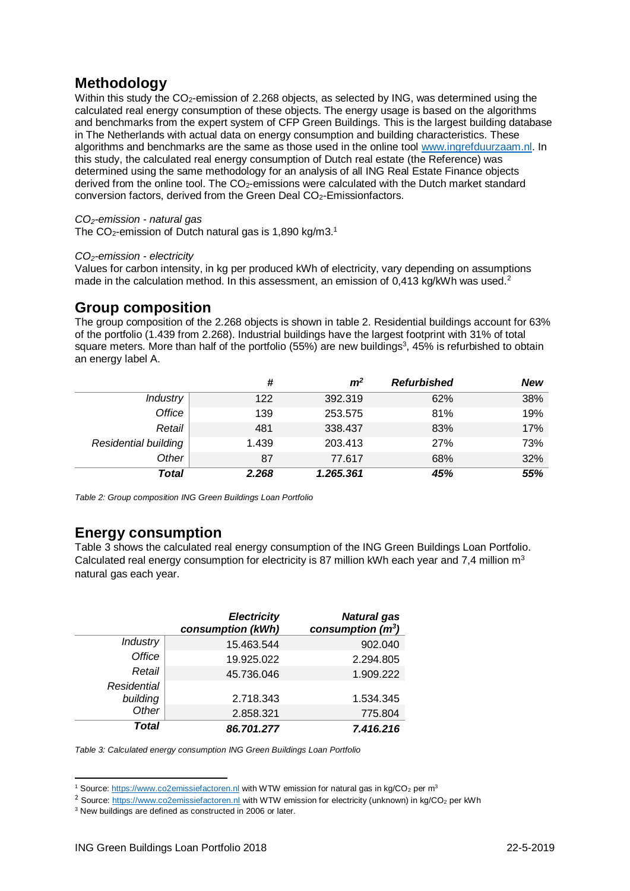## Methodology

Within this study the $CO_2$-emission of 2.268 objects, as selected by ING, was determined using the calculated real energy consumption of these objects. The energy usage is based on the algorithms and benchmarks from the expert system of CFP Green Buildings. This is the largest building database in The Netherlands with actual data on energy consumption and building characteristics. These algorithms and benchmarks are the same as those used in the online tool www.ingrefduurzaam.nl. In this study, the calculated real energy consumption of Dutch real estate (the Reference) was determined using the same methodology for an analysis of all ING Real Estate Finance objects derived from the online tool. The $CO_2$-emissions were calculated with the Dutch market standard conversion factors, derived from the Green Deal $CO_2$-Emissionfactors.

*$CO_2$-emission - natural gas*

The $CO_2$-emission of Dutch natural gas is 1,890 kg/m3.[1]

*$CO_2$-emission - electricity*

Values for carbon intensity, in kg per produced kWh of electricity, vary depending on assumptions made in the calculation method. In this assessment, an emission of 0,413 kg/kWh was used.[2]

## Group composition

The group composition of the 2.268 objects is shown in table 2. Residential buildings account for 63% of the portfolio (1.439 from 2.268). Industrial buildings have the largest footprint with 31% of total square meters. More than half of the portfolio (55%) are new buildings[3], 45% is refurbished to obtain an energy label A.

| | # | $m^2$ | *Refurbished* | *New* |
|---|---|---|---|---|
| *Industry* | 122 | 392.319 | 62% | 38% |
| *Office* | 139 | 253.575 | 81% | 19% |
| *Retail* | 481 | 338.437 | 83% | 17% |
| *Residential building* | 1.439 | 203.413 | 27% | 73% |
| *Other* | 87 | 77.617 | 68% | 32% |
| ***Total*** | ***2.268*** | ***1.265.361*** | ***45%*** | ***55%*** |

*Table 2: Group composition ING Green Buildings Loan Portfolio*

## Energy consumption

Table 3 shows the calculated real energy consumption of the ING Green Buildings Loan Portfolio. Calculated real energy consumption for electricity is 87 million kWh each year and 7,4 million $m^3$ natural gas each year.

| | *Electricity consumption (kWh)* | *Natural gas consumption ($m^3$)* |
|---|---|---|
| *Industry* | 15.463.544 | 902.040 |
| *Office* | 19.925.022 | 2.294.805 |
| *Retail* | 45.736.046 | 1.909.222 |
| *Residential building* | 2.718.343 | 1.534.345 |
| *Other* | 2.858.321 | 775.804 |
| ***Total*** | ***86.701.277*** | ***7.416.216*** |

*Table 3: Calculated energy consumption ING Green Buildings Loan Portfolio*

[1] Source: https://www.co2emissiefactoren.nl with WTW emission for natural gas in kg/$CO_2$ per $m^3$

[2] Source: https://www.co2emissiefactoren.nl with WTW emission for electricity (unknown) in kg/$CO_2$ per kWh

[3] New buildings are defined as constructed in 2006 or later.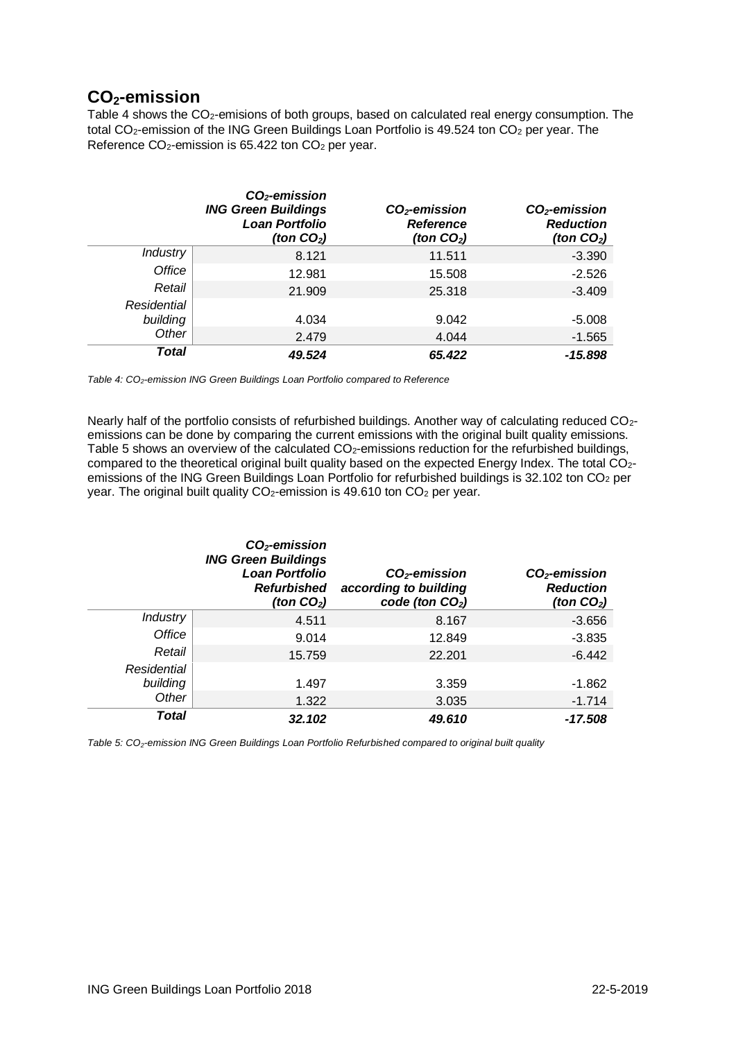## $CO_2$-emission

Table 4 shows the $CO_2$-emisions of both groups, based on calculated real energy consumption. The total $CO_2$-emission of the ING Green Buildings Loan Portfolio is 49.524 ton $CO_2$ per year. The Reference $CO_2$-emission is 65.422 ton $CO_2$ per year.

| | ***$CO_2$-emission ING Green Buildings Loan Portfolio (ton $CO_2$)*** | ***$CO_2$-emission Reference (ton $CO_2$)*** | ***$CO_2$-emission Reduction (ton $CO_2$)*** |
|---|---|---|---|
| *Industry* | 8.121 | 11.511 | -3.390 |
| *Office* | 12.981 | 15.508 | -2.526 |
| *Retail* | 21.909 | 25.318 | -3.409 |
| *Residential building* | 4.034 | 9.042 | -5.008 |
| *Other* | 2.479 | 4.044 | -1.565 |
| ***Total*** | ***49.524*** | ***65.422*** | ***-15.898*** |

*Table 4: $CO_2$-emission ING Green Buildings Loan Portfolio compared to Reference*

Nearly half of the portfolio consists of refurbished buildings. Another way of calculating reduced $CO_2$-emissions can be done by comparing the current emissions with the original built quality emissions. Table 5 shows an overview of the calculated $CO_2$-emissions reduction for the refurbished buildings, compared to the theoretical original built quality based on the expected Energy Index. The total $CO_2$-emissions of the ING Green Buildings Loan Portfolio for refurbished buildings is 32.102 ton $CO_2$ per year. The original built quality $CO_2$-emission is 49.610 ton $CO_2$ per year.

| | ***$CO_2$-emission ING Green Buildings Loan Portfolio Refurbished (ton $CO_2$)*** | ***$CO_2$-emission according to building code (ton $CO_2$)*** | ***$CO_2$-emission Reduction (ton $CO_2$)*** |
|---|---|---|---|
| *Industry* | 4.511 | 8.167 | -3.656 |
| *Office* | 9.014 | 12.849 | -3.835 |
| *Retail* | 15.759 | 22.201 | -6.442 |
| *Residential building* | 1.497 | 3.359 | -1.862 |
| *Other* | 1.322 | 3.035 | -1.714 |
| ***Total*** | ***32.102*** | ***49.610*** | ***-17.508*** |

*Table 5: $CO_2$-emission ING Green Buildings Loan Portfolio Refurbished compared to original built quality*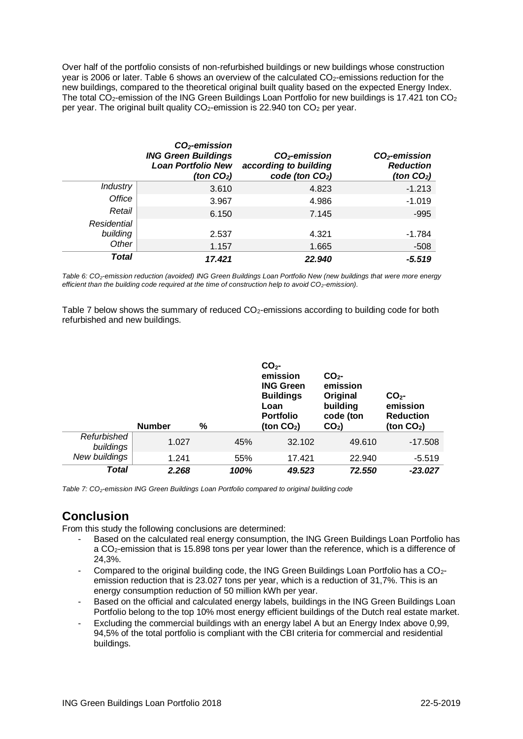Over half of the portfolio consists of non-refurbished buildings or new buildings whose construction year is 2006 or later. Table 6 shows an overview of the calculated $CO_2$-emissions reduction for the new buildings, compared to the theoretical original built quality based on the expected Energy Index. The total $CO_2$-emission of the ING Green Buildings Loan Portfolio for new buildings is 17.421 ton $CO_2$ per year. The original built quality $CO_2$-emission is 22.940 ton $CO_2$ per year.

| | ***$CO_2$-emission ING Green Buildings Loan Portfolio New (ton $CO_2$)*** | ***$CO_2$-emission according to building code (ton $CO_2$)*** | ***$CO_2$-emission Reduction (ton $CO_2$)*** |
|---|---|---|---|
| *Industry* | 3.610 | 4.823 | -1.213 |
| *Office* | 3.967 | 4.986 | -1.019 |
| *Retail* | 6.150 | 7.145 | -995 |
| *Residential building* | 2.537 | 4.321 | -1.784 |
| *Other* | 1.157 | 1.665 | -508 |
| ***Total*** | ***17.421*** | ***22.940*** | ***-5.519*** |

*Table 6: $CO_2$-emission reduction (avoided) ING Green Buildings Loan Portfolio New (new buildings that were more energy efficient than the building code required at the time of construction help to avoid $CO_2$-emission).*

Table 7 below shows the summary of reduced $CO_2$-emissions according to building code for both refurbished and new buildings.

| | **Number** | **%** | **$CO_2$-emission ING Green Buildings Loan Portfolio (ton $CO_2$)** | **$CO_2$-emission Original building code (ton $CO_2$)** | **$CO_2$-emission Reduction (ton $CO_2$)** |
|---|---|---|---|---|---|
| *Refurbished buildings* | 1.027 | 45% | 32.102 | 49.610 | -17.508 |
| *New buildings* | 1.241 | 55% | 17.421 | 22.940 | -5.519 |
| ***Total*** | ***2.268*** | ***100%*** | ***49.523*** | ***72.550*** | ***-23.027*** |

*Table 7: $CO_2$-emission ING Green Buildings Loan Portfolio compared to original building code*

## Conclusion

From this study the following conclusions are determined:

- Based on the calculated real energy consumption, the ING Green Buildings Loan Portfolio has a $CO_2$-emission that is 15.898 tons per year lower than the reference, which is a difference of 24,3%.
- Compared to the original building code, the ING Green Buildings Loan Portfolio has a $CO_2$-emission reduction that is 23.027 tons per year, which is a reduction of 31,7%. This is an energy consumption reduction of 50 million kWh per year.
- Based on the official and calculated energy labels, buildings in the ING Green Buildings Loan Portfolio belong to the top 10% most energy efficient buildings of the Dutch real estate market.
- Excluding the commercial buildings with an energy label A but an Energy Index above 0,99, 94,5% of the total portfolio is compliant with the CBI criteria for commercial and residential buildings.